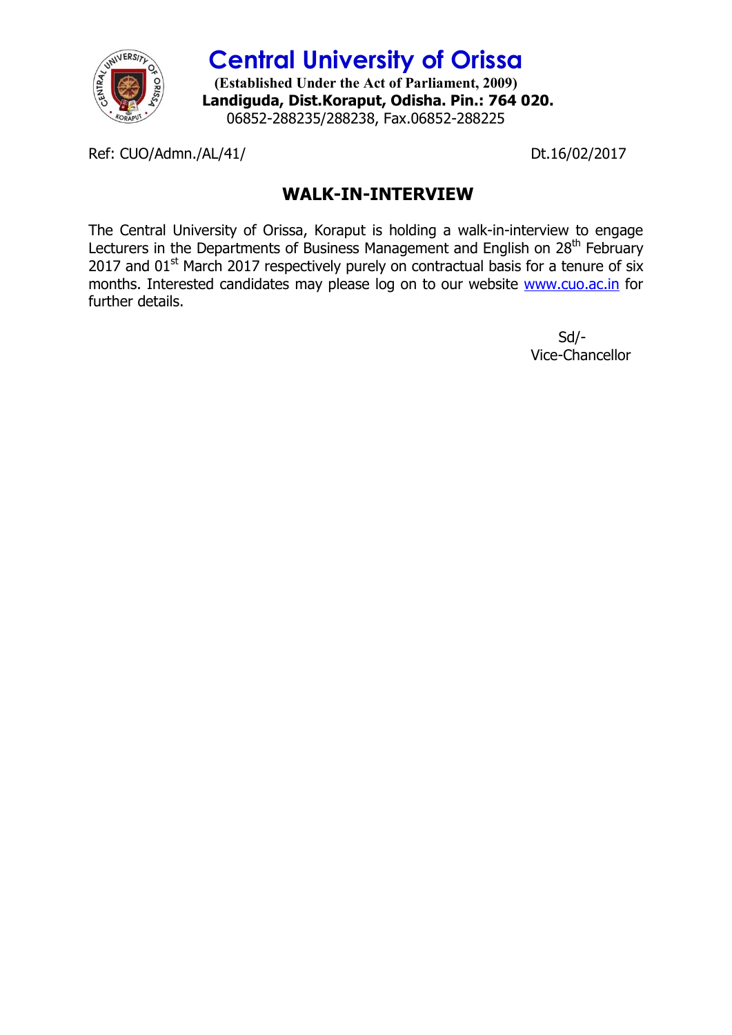# Central University of Orissa

**(Established Under the Act of Parliament, 2009)**
**Landiguda, Dist.Koraput, Odisha. Pin.: 764 020.**
06852-288235/288238, Fax.06852-288225

Ref: CUO/Admn./AL/41/ Dt.16/02/2017

## WALK-IN-INTERVIEW

The Central University of Orissa, Koraput is holding a walk-in-interview to engage Lecturers in the Departments of Business Management and English on 28th February 2017 and 01st March 2017 respectively purely on contractual basis for a tenure of six months. Interested candidates may please log on to our website www.cuo.ac.in for further details.

Sd/-
Vice-Chancellor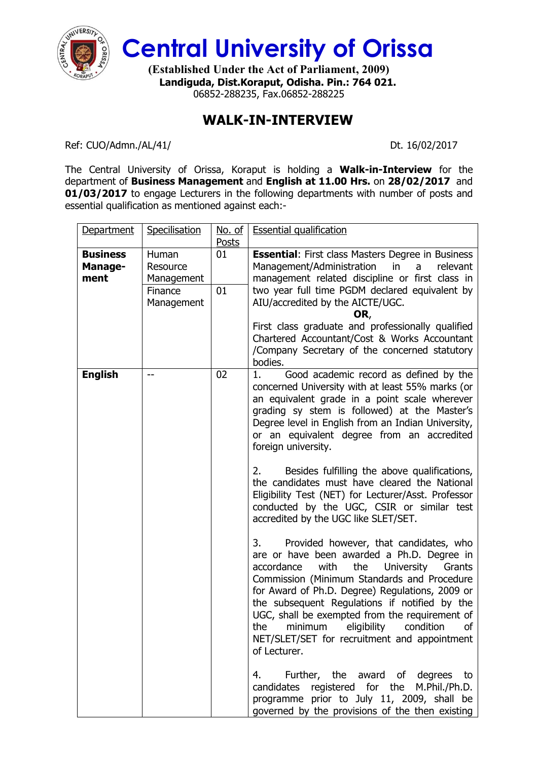# Central University of Orissa

**(Established Under the Act of Parliament, 2009)**
**Landiguda, Dist.Koraput, Odisha. Pin.: 764 021.**
06852-288235, Fax.06852-288225

## WALK-IN-INTERVIEW

Ref: CUO/Admn./AL/41/ Dt. 16/02/2017

The Central University of Orissa, Koraput is holding a **Walk-in-Interview** for the department of **Business Management** and **English at 11.00 Hrs.** on **28/02/2017** and **01/03/2017** to engage Lecturers in the following departments with number of posts and essential qualification as mentioned against each:-

| Department | Specilisation | No. of Posts | Essential qualification |
|---|---|---|---|
| **Business Manage-ment** | Human Resource Management | 01 | **Essential**: First class Masters Degree in Business Management/Administration in a relevant management related discipline or first class in two year full time PGDM declared equivalent by AIU/accredited by the AICTE/UGC. **OR**, First class graduate and professionally qualified Chartered Accountant/Cost & Works Accountant /Company Secretary of the concerned statutory bodies. |
| | Finance Management | 01 | |
| **English** | -- | 02 | 1. Good academic record as defined by the concerned University with at least 55% marks (or an equivalent grade in a point scale wherever grading sy stem is followed) at the Master's Degree level in English from an Indian University, or an equivalent degree from an accredited foreign university.<br><br>2. Besides fulfilling the above qualifications, the candidates must have cleared the National Eligibility Test (NET) for Lecturer/Asst. Professor conducted by the UGC, CSIR or similar test accredited by the UGC like SLET/SET.<br><br>3. Provided however, that candidates, who are or have been awarded a Ph.D. Degree in accordance with the University Grants Commission (Minimum Standards and Procedure for Award of Ph.D. Degree) Regulations, 2009 or the subsequent Regulations if notified by the UGC, shall be exempted from the requirement of the minimum eligibility condition of NET/SLET/SET for recruitment and appointment of Lecturer.<br><br>4. Further, the award of degrees to candidates registered for the M.Phil./Ph.D. programme prior to July 11, 2009, shall be governed by the provisions of the then existing |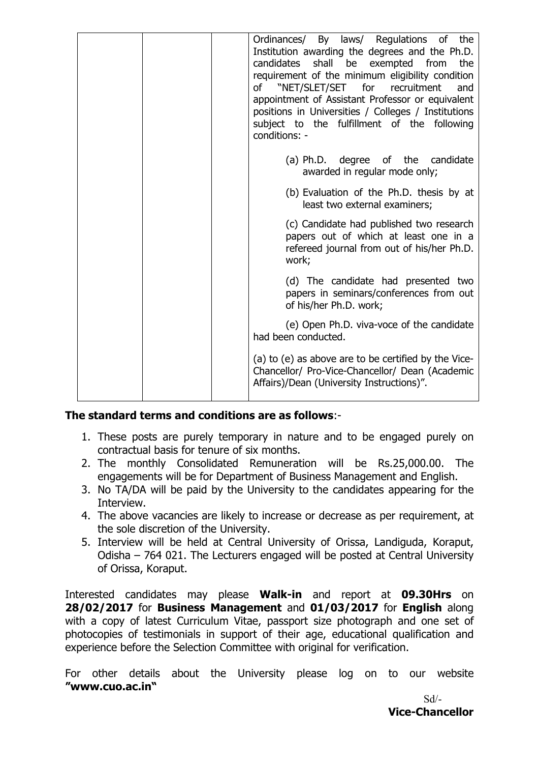| | | | |
|---|---|---|---|
| | | | Ordinances/ By laws/ Regulations of the Institution awarding the degrees and the Ph.D. candidates shall be exempted from the requirement of the minimum eligibility condition of "NET/SLET/SET for recruitment and appointment of Assistant Professor or equivalent positions in Universities / Colleges / Institutions subject to the fulfillment of the following conditions: -<br><br>(a) Ph.D. degree of the candidate awarded in regular mode only;<br><br>(b) Evaluation of the Ph.D. thesis by at least two external examiners;<br><br>(c) Candidate had published two research papers out of which at least one in a refereed journal from out of his/her Ph.D. work;<br><br>(d) The candidate had presented two papers in seminars/conferences from out of his/her Ph.D. work;<br><br>(e) Open Ph.D. viva-voce of the candidate had been conducted.<br><br>(a) to (e) as above are to be certified by the Vice-Chancellor/ Pro-Vice-Chancellor/ Dean (Academic Affairs)/Dean (University Instructions)". |

**The standard terms and conditions are as follows**:-

1. These posts are purely temporary in nature and to be engaged purely on contractual basis for tenure of six months.
2. The monthly Consolidated Remuneration will be Rs.25,000.00. The engagements will be for Department of Business Management and English.
3. No TA/DA will be paid by the University to the candidates appearing for the Interview.
4. The above vacancies are likely to increase or decrease as per requirement, at the sole discretion of the University.
5. Interview will be held at Central University of Orissa, Landiguda, Koraput, Odisha – 764 021. The Lecturers engaged will be posted at Central University of Orissa, Koraput.

Interested candidates may please **Walk-in** and report at **09.30Hrs** on **28/02/2017** for **Business Management** and **01/03/2017** for **English** along with a copy of latest Curriculum Vitae, passport size photograph and one set of photocopies of testimonials in support of their age, educational qualification and experience before the Selection Committee with original for verification.

For other details about the University please log on to our website **"www.cuo.ac.in"**

Sd/-

**Vice-Chancellor**